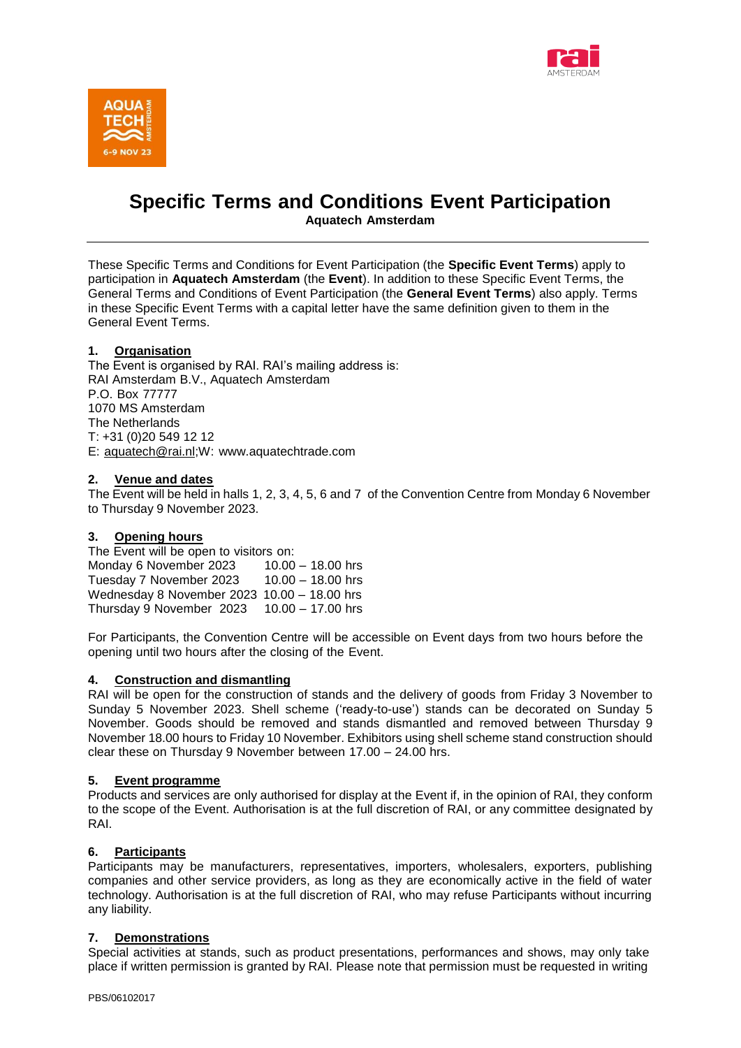# Specific Terms and Conditions Event Participation

**Aquatech Amsterdam**

These Specific Terms and Conditions for Event Participation (the **Specific Event Terms**) apply to participation in **Aquatech Amsterdam** (the **Event**). In addition to these Specific Event Terms, the General Terms and Conditions of Event Participation (the **General Event Terms**) also apply. Terms in these Specific Event Terms with a capital letter have the same definition given to them in the General Event Terms.

## 1. Organisation

The Event is organised by RAI. RAI's mailing address is:
RAI Amsterdam B.V., Aquatech Amsterdam
P.O. Box 77777
1070 MS Amsterdam
The Netherlands
T: +31 (0)20 549 12 12
E: aquatech@rai.nl;W: www.aquatechtrade.com

## 2. Venue and dates

The Event will be held in halls 1, 2, 3, 4, 5, 6 and 7 of the Convention Centre from Monday 6 November to Thursday 9 November 2023.

## 3. Opening hours

The Event will be open to visitors on:

Monday 6 November 2023 10.00 – 18.00 hrs
Tuesday 7 November 2023 10.00 – 18.00 hrs
Wednesday 8 November 2023 10.00 – 18.00 hrs
Thursday 9 November 2023 10.00 – 17.00 hrs

For Participants, the Convention Centre will be accessible on Event days from two hours before the opening until two hours after the closing of the Event.

## 4. Construction and dismantling

RAI will be open for the construction of stands and the delivery of goods from Friday 3 November to Sunday 5 November 2023. Shell scheme ('ready-to-use') stands can be decorated on Sunday 5 November. Goods should be removed and stands dismantled and removed between Thursday 9 November 18.00 hours to Friday 10 November. Exhibitors using shell scheme stand construction should clear these on Thursday 9 November between 17.00 – 24.00 hrs.

## 5. Event programme

Products and services are only authorised for display at the Event if, in the opinion of RAI, they conform to the scope of the Event. Authorisation is at the full discretion of RAI, or any committee designated by RAI.

## 6. Participants

Participants may be manufacturers, representatives, importers, wholesalers, exporters, publishing companies and other service providers, as long as they are economically active in the field of water technology. Authorisation is at the full discretion of RAI, who may refuse Participants without incurring any liability.

## 7. Demonstrations

Special activities at stands, such as product presentations, performances and shows, may only take place if written permission is granted by RAI. Please note that permission must be requested in writing

PBS/06102017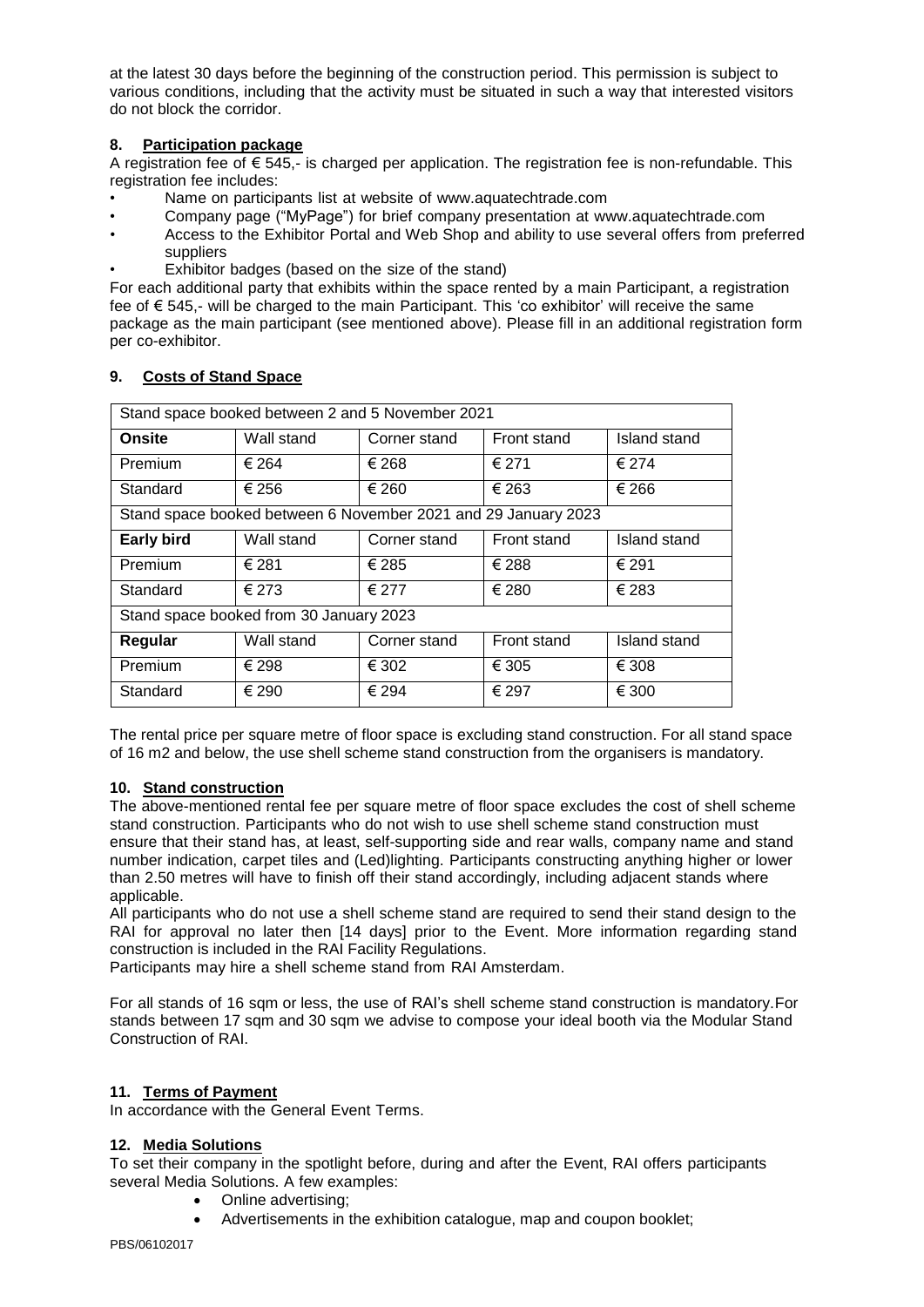at the latest 30 days before the beginning of the construction period. This permission is subject to various conditions, including that the activity must be situated in such a way that interested visitors do not block the corridor.

## 8. Participation package

A registration fee of € 545,- is charged per application. The registration fee is non-refundable. This registration fee includes:

- Name on participants list at website of www.aquatechtrade.com
- Company page ("MyPage") for brief company presentation at www.aquatechtrade.com
- Access to the Exhibitor Portal and Web Shop and ability to use several offers from preferred suppliers
- Exhibitor badges (based on the size of the stand)

For each additional party that exhibits within the space rented by a main Participant, a registration fee of € 545,- will be charged to the main Participant. This 'co exhibitor' will receive the same package as the main participant (see mentioned above). Please fill in an additional registration form per co-exhibitor.

## 9. Costs of Stand Space

| Stand space booked between 2 and 5 November 2021 | | | | |
|---|---|---|---|---|
| **Onsite** | Wall stand | Corner stand | Front stand | Island stand |
| Premium | € 264 | € 268 | € 271 | € 274 |
| Standard | € 256 | € 260 | € 263 | € 266 |
| Stand space booked between 6 November 2021 and 29 January 2023 | | | | |
| **Early bird** | Wall stand | Corner stand | Front stand | Island stand |
| Premium | € 281 | € 285 | € 288 | € 291 |
| Standard | € 273 | € 277 | € 280 | € 283 |
| Stand space booked from 30 January 2023 | | | | |
| **Regular** | Wall stand | Corner stand | Front stand | Island stand |
| Premium | € 298 | € 302 | € 305 | € 308 |
| Standard | € 290 | € 294 | € 297 | € 300 |

The rental price per square metre of floor space is excluding stand construction. For all stand space of 16 m2 and below, the use shell scheme stand construction from the organisers is mandatory.

## 10. Stand construction

The above-mentioned rental fee per square metre of floor space excludes the cost of shell scheme stand construction. Participants who do not wish to use shell scheme stand construction must ensure that their stand has, at least, self-supporting side and rear walls, company name and stand number indication, carpet tiles and (Led)lighting. Participants constructing anything higher or lower than 2.50 metres will have to finish off their stand accordingly, including adjacent stands where applicable.

All participants who do not use a shell scheme stand are required to send their stand design to the RAI for approval no later then [14 days] prior to the Event. More information regarding stand construction is included in the RAI Facility Regulations.

Participants may hire a shell scheme stand from RAI Amsterdam.

For all stands of 16 sqm or less, the use of RAI's shell scheme stand construction is mandatory.For stands between 17 sqm and 30 sqm we advise to compose your ideal booth via the Modular Stand Construction of RAI.

## 11. Terms of Payment

In accordance with the General Event Terms.

## 12. Media Solutions

To set their company in the spotlight before, during and after the Event, RAI offers participants several Media Solutions. A few examples:

- Online advertising;
- Advertisements in the exhibition catalogue, map and coupon booklet;

PBS/06102017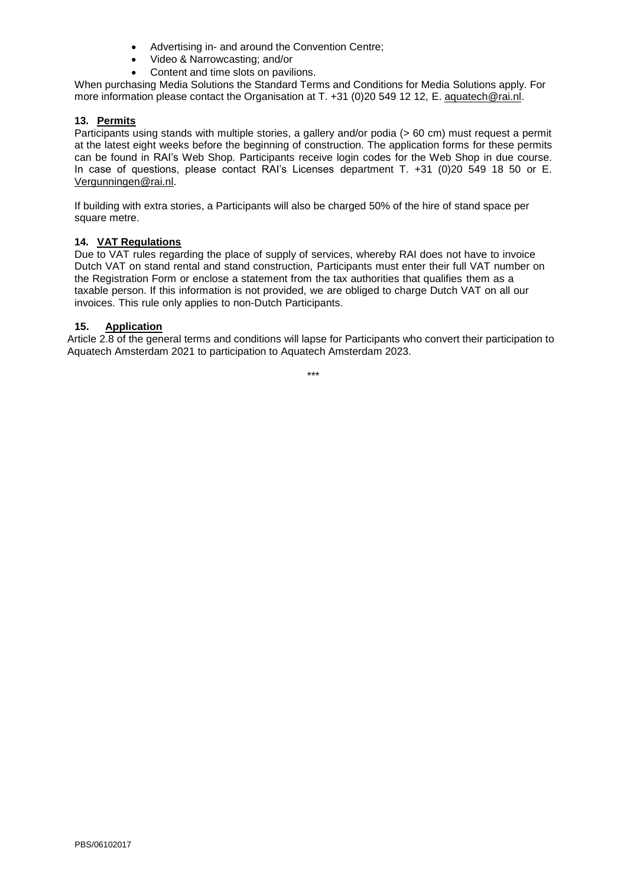- Advertising in- and around the Convention Centre;
- Video & Narrowcasting; and/or
- Content and time slots on pavilions.

When purchasing Media Solutions the Standard Terms and Conditions for Media Solutions apply. For more information please contact the Organisation at T. +31 (0)20 549 12 12, E. aquatech@rai.nl.

### 13. Permits

Participants using stands with multiple stories, a gallery and/or podia (> 60 cm) must request a permit at the latest eight weeks before the beginning of construction. The application forms for these permits can be found in RAI's Web Shop. Participants receive login codes for the Web Shop in due course. In case of questions, please contact RAI's Licenses department T. +31 (0)20 549 18 50 or E. Vergunningen@rai.nl.

If building with extra stories, a Participants will also be charged 50% of the hire of stand space per square metre.

### 14. VAT Regulations

Due to VAT rules regarding the place of supply of services, whereby RAI does not have to invoice Dutch VAT on stand rental and stand construction, Participants must enter their full VAT number on the Registration Form or enclose a statement from the tax authorities that qualifies them as a taxable person. If this information is not provided, we are obliged to charge Dutch VAT on all our invoices. This rule only applies to non-Dutch Participants.

### 15. Application

Article 2.8 of the general terms and conditions will lapse for Participants who convert their participation to Aquatech Amsterdam 2021 to participation to Aquatech Amsterdam 2023.

***

PBS/06102017